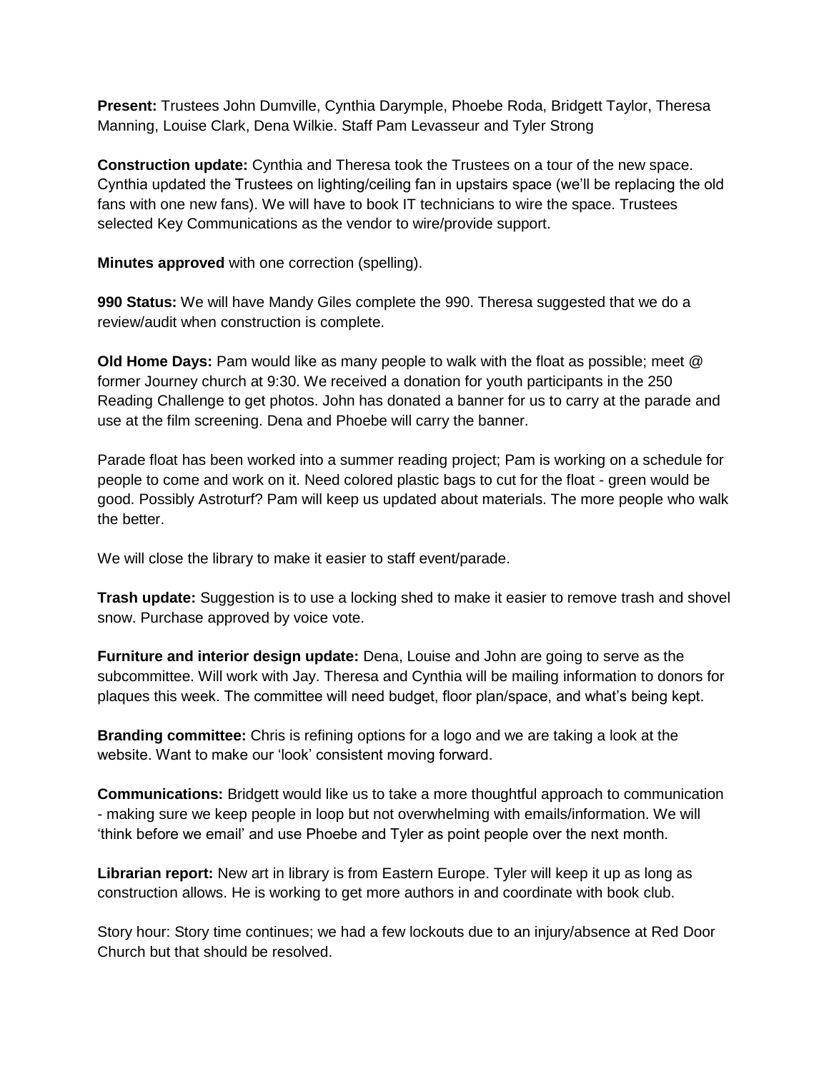**Present:** Trustees John Dumville, Cynthia Darymple, Phoebe Roda, Bridgett Taylor, Theresa Manning, Louise Clark, Dena Wilkie. Staff Pam Levasseur and Tyler Strong

**Construction update:** Cynthia and Theresa took the Trustees on a tour of the new space. Cynthia updated the Trustees on lighting/ceiling fan in upstairs space (we'll be replacing the old fans with one new fans). We will have to book IT technicians to wire the space. Trustees selected Key Communications as the vendor to wire/provide support.

**Minutes approved** with one correction (spelling).

**990 Status:** We will have Mandy Giles complete the 990. Theresa suggested that we do a review/audit when construction is complete.

**Old Home Days:** Pam would like as many people to walk with the float as possible; meet @ former Journey church at 9:30. We received a donation for youth participants in the 250 Reading Challenge to get photos. John has donated a banner for us to carry at the parade and use at the film screening. Dena and Phoebe will carry the banner.

Parade float has been worked into a summer reading project; Pam is working on a schedule for people to come and work on it. Need colored plastic bags to cut for the float - green would be good. Possibly Astroturf? Pam will keep us updated about materials. The more people who walk the better.

We will close the library to make it easier to staff event/parade.

**Trash update:** Suggestion is to use a locking shed to make it easier to remove trash and shovel snow. Purchase approved by voice vote.

**Furniture and interior design update:** Dena, Louise and John are going to serve as the subcommittee. Will work with Jay. Theresa and Cynthia will be mailing information to donors for plaques this week. The committee will need budget, floor plan/space, and what's being kept.

**Branding committee:** Chris is refining options for a logo and we are taking a look at the website. Want to make our 'look' consistent moving forward.

**Communications:** Bridgett would like us to take a more thoughtful approach to communication - making sure we keep people in loop but not overwhelming with emails/information. We will 'think before we email' and use Phoebe and Tyler as point people over the next month.

**Librarian report:** New art in library is from Eastern Europe. Tyler will keep it up as long as construction allows. He is working to get more authors in and coordinate with book club.

Story hour: Story time continues; we had a few lockouts due to an injury/absence at Red Door Church but that should be resolved.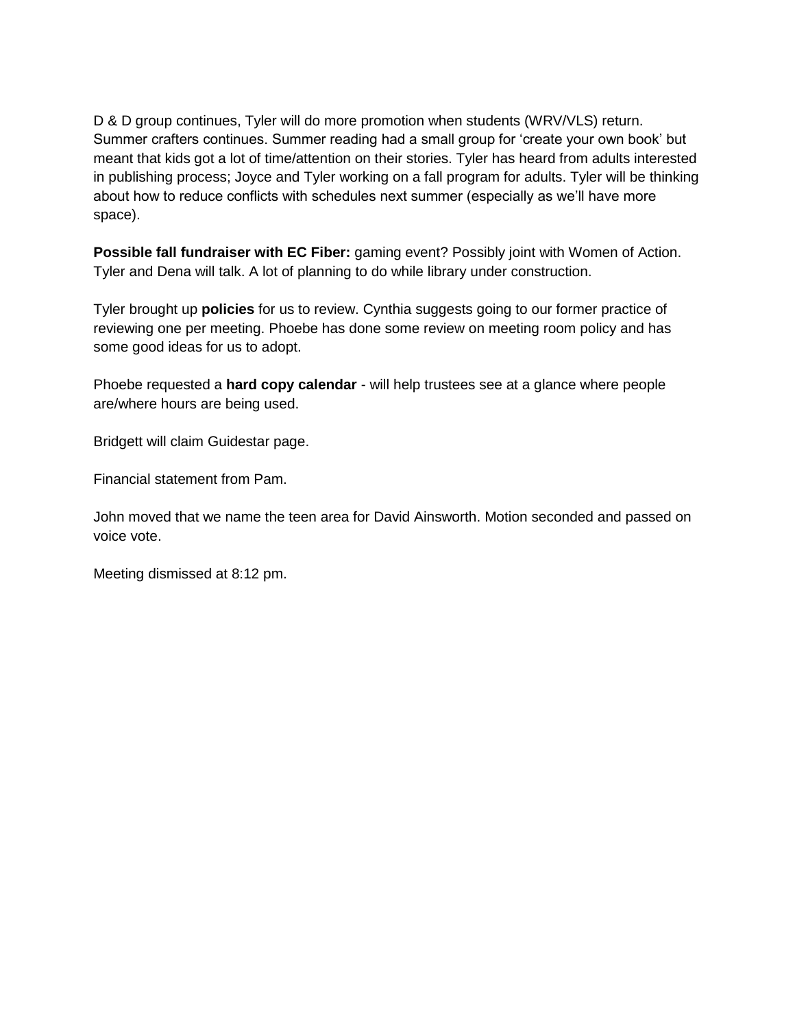D & D group continues, Tyler will do more promotion when students (WRV/VLS) return. Summer crafters continues. Summer reading had a small group for 'create your own book' but meant that kids got a lot of time/attention on their stories. Tyler has heard from adults interested in publishing process; Joyce and Tyler working on a fall program for adults. Tyler will be thinking about how to reduce conflicts with schedules next summer (especially as we'll have more space).

**Possible fall fundraiser with EC Fiber:** gaming event? Possibly joint with Women of Action. Tyler and Dena will talk. A lot of planning to do while library under construction.

Tyler brought up **policies** for us to review. Cynthia suggests going to our former practice of reviewing one per meeting. Phoebe has done some review on meeting room policy and has some good ideas for us to adopt.

Phoebe requested a **hard copy calendar** - will help trustees see at a glance where people are/where hours are being used.

Bridgett will claim Guidestar page.

Financial statement from Pam.

John moved that we name the teen area for David Ainsworth. Motion seconded and passed on voice vote.

Meeting dismissed at 8:12 pm.